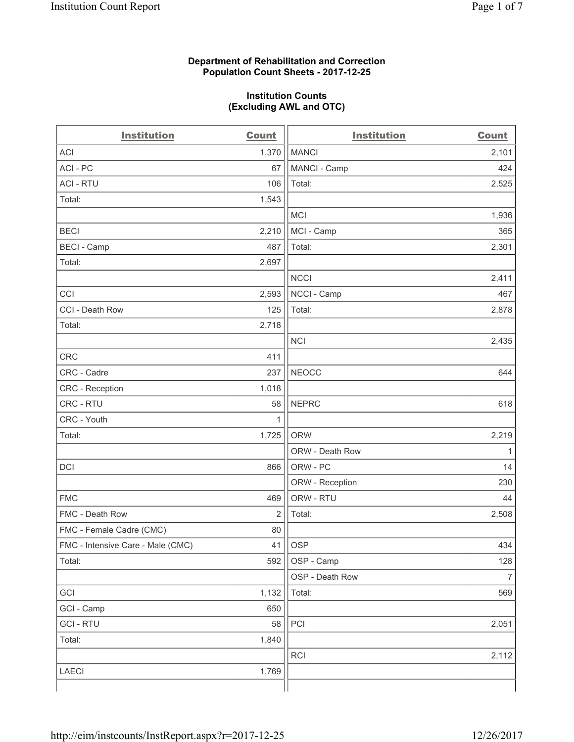**Department of Rehabilitation and Correction**
**Population Count Sheets - 2017-12-25**

**Institution Counts**
**(Excluding AWL and OTC)**

| Institution | Count |
|---|---|
| ACI | 1,370 |
| ACI - PC | 67 |
| ACI - RTU | 106 |
| Total: | 1,543 |
| | |
| BECI | 2,210 |
| BECI - Camp | 487 |
| Total: | 2,697 |
| | |
| CCI | 2,593 |
| CCI - Death Row | 125 |
| Total: | 2,718 |
| | |
| CRC | 411 |
| CRC - Cadre | 237 |
| CRC - Reception | 1,018 |
| CRC - RTU | 58 |
| CRC - Youth | 1 |
| Total: | 1,725 |
| | |
| DCI | 866 |
| | |
| FMC | 469 |
| FMC - Death Row | 2 |
| FMC - Female Cadre (CMC) | 80 |
| FMC - Intensive Care - Male (CMC) | 41 |
| Total: | 592 |
| | |
| GCI | 1,132 |
| GCI - Camp | 650 |
| GCI - RTU | 58 |
| Total: | 1,840 |
| | |
| LAECI | 1,769 |
| MANCI | 2,101 |
| MANCI - Camp | 424 |
| Total: | 2,525 |
| | |
| MCI | 1,936 |
| MCI - Camp | 365 |
| Total: | 2,301 |
| | |
| NCCI | 2,411 |
| NCCI - Camp | 467 |
| Total: | 2,878 |
| | |
| NCI | 2,435 |
| | |
| NEOCC | 644 |
| | |
| NEPRC | 618 |
| | |
| ORW | 2,219 |
| ORW - Death Row | 1 |
| ORW - PC | 14 |
| ORW - Reception | 230 |
| ORW - RTU | 44 |
| Total: | 2,508 |
| | |
| OSP | 434 |
| OSP - Camp | 128 |
| OSP - Death Row | 7 |
| Total: | 569 |
| | |
| PCI | 2,051 |
| | |
| RCI | 2,112 |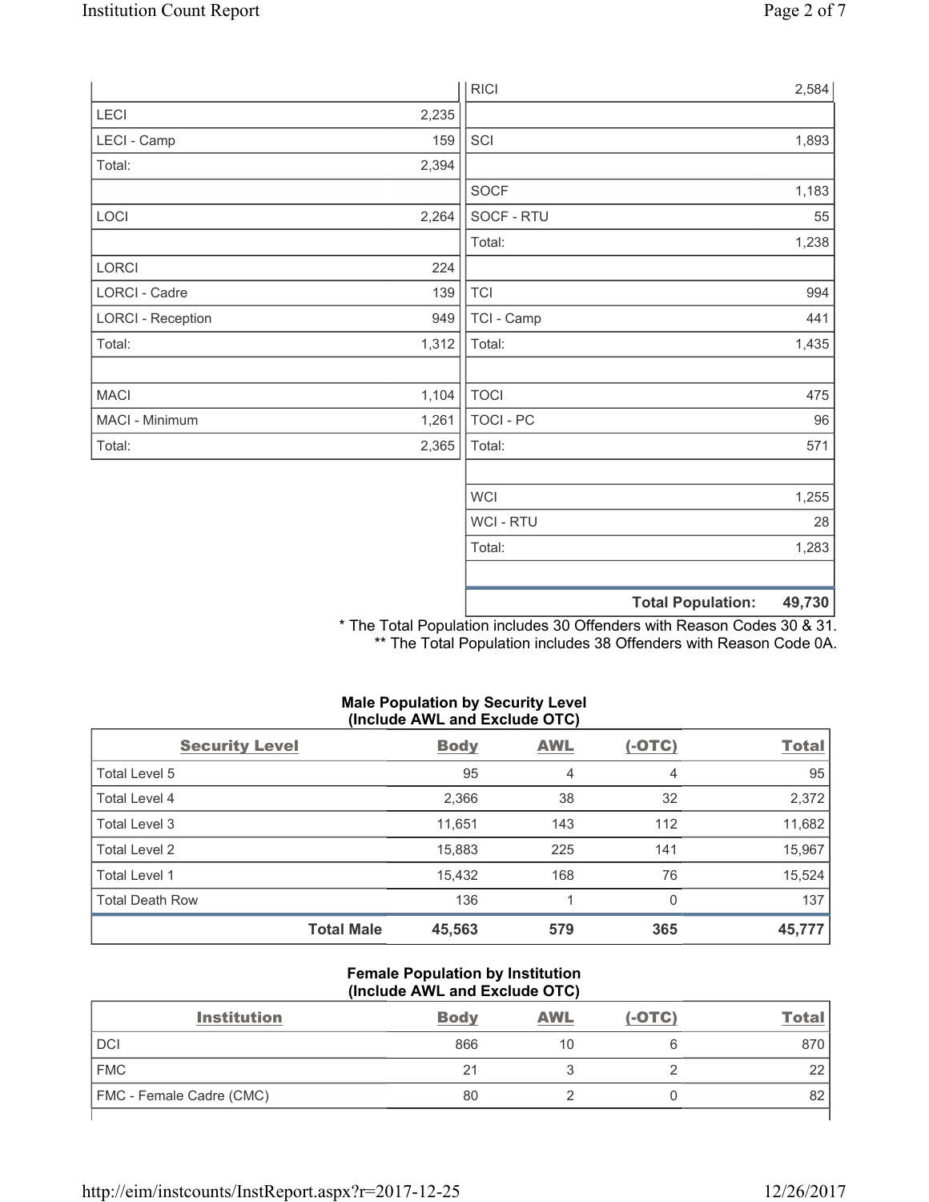| | | | |
|---|---|---|---|
| | | RICI | 2,584 |
| LECI | 2,235 | | |
| LECI - Camp | 159 | SCI | 1,893 |
| Total: | 2,394 | | |
| | | SOCF | 1,183 |
| LOCI | 2,264 | SOCF - RTU | 55 |
| | | Total: | 1,238 |
| LORCI | 224 | | |
| LORCI - Cadre | 139 | TCI | 994 |
| LORCI - Reception | 949 | TCI - Camp | 441 |
| Total: | 1,312 | Total: | 1,435 |
| | | | |
| MACI | 1,104 | TOCI | 475 |
| MACI - Minimum | 1,261 | TOCI - PC | 96 |
| Total: | 2,365 | Total: | 571 |
| | | | |
| | | WCI | 1,255 |
| | | WCI - RTU | 28 |
| | | Total: | 1,283 |
| | | | |
| | | **Total Population:** | **49,730** |

* The Total Population includes 30 Offenders with Reason Codes 30 & 31.
** The Total Population includes 38 Offenders with Reason Code 0A.

### Male Population by Security Level (Include AWL and Exclude OTC)

| Security Level | Body | AWL | (-OTC) | Total |
|---|---|---|---|---|
| Total Level 5 | 95 | 4 | 4 | 95 |
| Total Level 4 | 2,366 | 38 | 32 | 2,372 |
| Total Level 3 | 11,651 | 143 | 112 | 11,682 |
| Total Level 2 | 15,883 | 225 | 141 | 15,967 |
| Total Level 1 | 15,432 | 168 | 76 | 15,524 |
| Total Death Row | 136 | 1 | 0 | 137 |
| **Total Male** | **45,563** | **579** | **365** | **45,777** |

### Female Population by Institution (Include AWL and Exclude OTC)

| Institution | Body | AWL | (-OTC) | Total |
|---|---|---|---|---|
| DCI | 866 | 10 | 6 | 870 |
| FMC | 21 | 3 | 2 | 22 |
| FMC - Female Cadre (CMC) | 80 | 2 | 0 | 82 |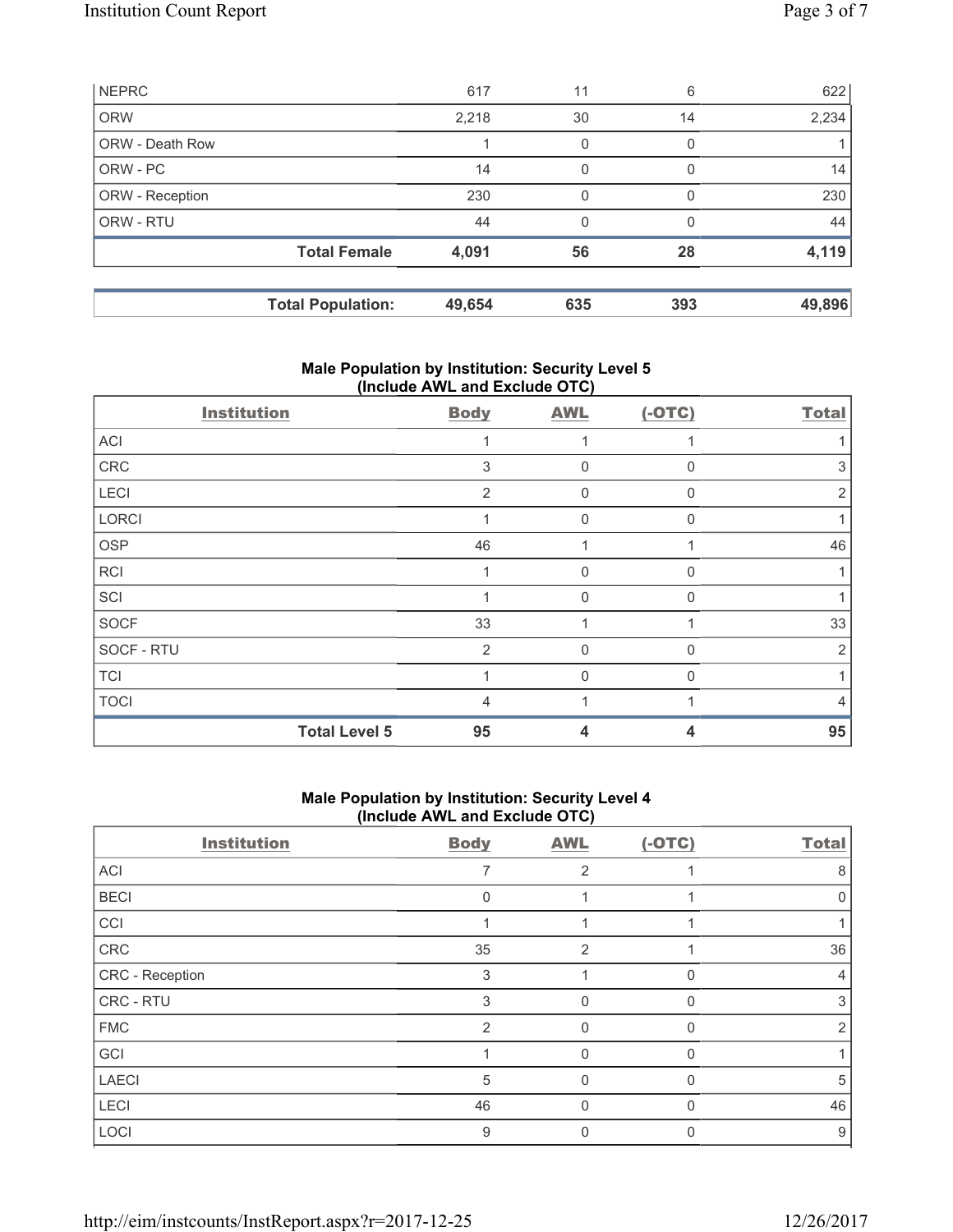| | | | | |
|---|---|---|---|---|
| NEPRC | 617 | 11 | 6 | 622 |
| ORW | 2,218 | 30 | 14 | 2,234 |
| ORW - Death Row | 1 | 0 | 0 | 1 |
| ORW - PC | 14 | 0 | 0 | 14 |
| ORW - Reception | 230 | 0 | 0 | 230 |
| ORW - RTU | 44 | 0 | 0 | 44 |
| **Total Female** | **4,091** | **56** | **28** | **4,119** |

| | | | | |
|---|---|---|---|---|
| **Total Population:** | **49,654** | **635** | **393** | **49,896** |

### Male Population by Institution: Security Level 5 (Include AWL and Exclude OTC)

| Institution | Body | AWL | (-OTC) | Total |
|---|---|---|---|---|
| ACI | 1 | 1 | 1 | 1 |
| CRC | 3 | 0 | 0 | 3 |
| LECI | 2 | 0 | 0 | 2 |
| LORCI | 1 | 0 | 0 | 1 |
| OSP | 46 | 1 | 1 | 46 |
| RCI | 1 | 0 | 0 | 1 |
| SCI | 1 | 0 | 0 | 1 |
| SOCF | 33 | 1 | 1 | 33 |
| SOCF - RTU | 2 | 0 | 0 | 2 |
| TCI | 1 | 0 | 0 | 1 |
| TOCI | 4 | 1 | 1 | 4 |
| **Total Level 5** | **95** | **4** | **4** | **95** |

### Male Population by Institution: Security Level 4 (Include AWL and Exclude OTC)

| Institution | Body | AWL | (-OTC) | Total |
|---|---|---|---|---|
| ACI | 7 | 2 | 1 | 8 |
| BECI | 0 | 1 | 1 | 0 |
| CCI | 1 | 1 | 1 | 1 |
| CRC | 35 | 2 | 1 | 36 |
| CRC - Reception | 3 | 1 | 0 | 4 |
| CRC - RTU | 3 | 0 | 0 | 3 |
| FMC | 2 | 0 | 0 | 2 |
| GCI | 1 | 0 | 0 | 1 |
| LAECI | 5 | 0 | 0 | 5 |
| LECI | 46 | 0 | 0 | 46 |
| LOCI | 9 | 0 | 0 | 9 |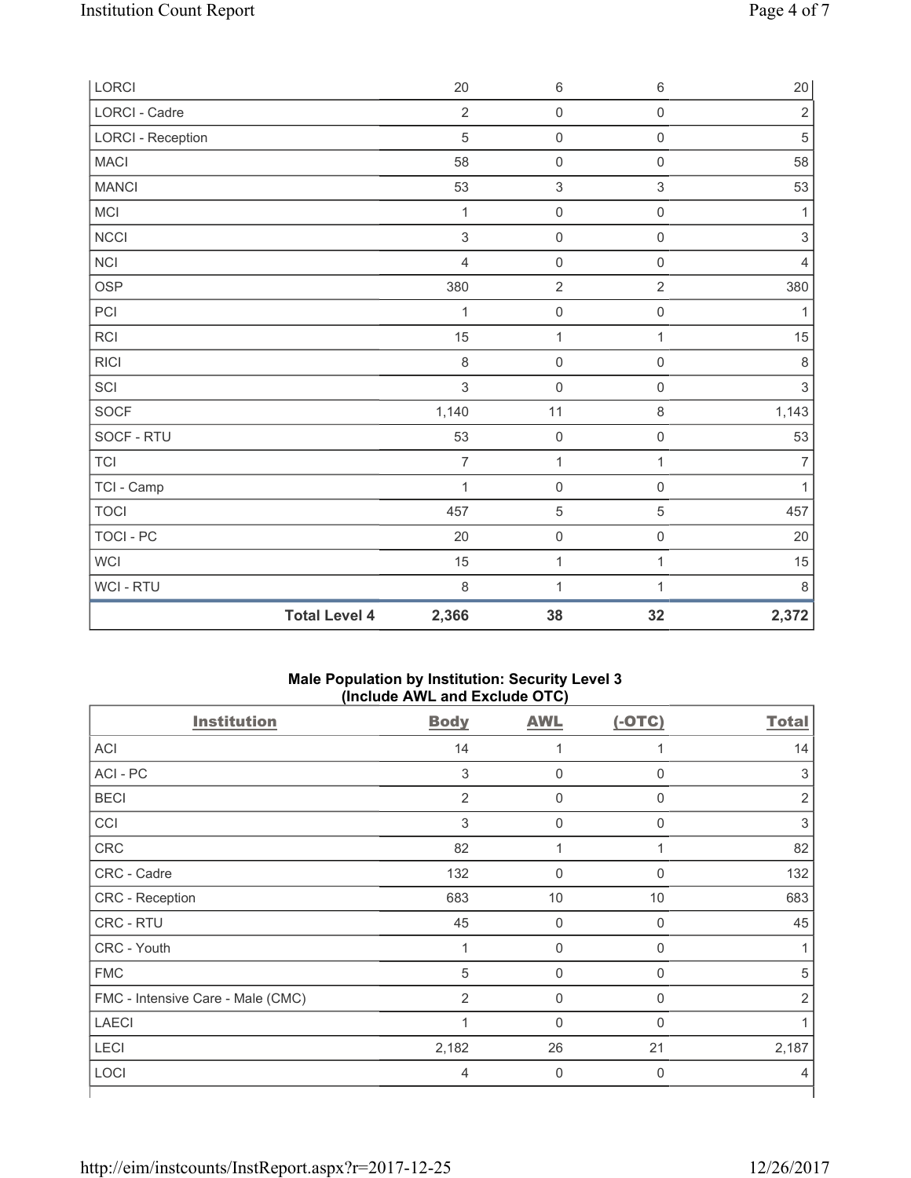| LORCI | 20 | 6 | 6 | 20 |
|---|---|---|---|---|
| LORCI - Cadre | 2 | 0 | 0 | 2 |
| LORCI - Reception | 5 | 0 | 0 | 5 |
| MACI | 58 | 0 | 0 | 58 |
| MANCI | 53 | 3 | 3 | 53 |
| MCI | 1 | 0 | 0 | 1 |
| NCCI | 3 | 0 | 0 | 3 |
| NCI | 4 | 0 | 0 | 4 |
| OSP | 380 | 2 | 2 | 380 |
| PCI | 1 | 0 | 0 | 1 |
| RCI | 15 | 1 | 1 | 15 |
| RICI | 8 | 0 | 0 | 8 |
| SCI | 3 | 0 | 0 | 3 |
| SOCF | 1,140 | 11 | 8 | 1,143 |
| SOCF - RTU | 53 | 0 | 0 | 53 |
| TCI | 7 | 1 | 1 | 7 |
| TCI - Camp | 1 | 0 | 0 | 1 |
| TOCI | 457 | 5 | 5 | 457 |
| TOCI - PC | 20 | 0 | 0 | 20 |
| WCI | 15 | 1 | 1 | 15 |
| WCI - RTU | 8 | 1 | 1 | 8 |
| **Total Level 4** | **2,366** | **38** | **32** | **2,372** |

### Male Population by Institution: Security Level 3 (Include AWL and Exclude OTC)

| Institution | Body | AWL | (-OTC) | Total |
|---|---|---|---|---|
| ACI | 14 | 1 | 1 | 14 |
| ACI - PC | 3 | 0 | 0 | 3 |
| BECI | 2 | 0 | 0 | 2 |
| CCI | 3 | 0 | 0 | 3 |
| CRC | 82 | 1 | 1 | 82 |
| CRC - Cadre | 132 | 0 | 0 | 132 |
| CRC - Reception | 683 | 10 | 10 | 683 |
| CRC - RTU | 45 | 0 | 0 | 45 |
| CRC - Youth | 1 | 0 | 0 | 1 |
| FMC | 5 | 0 | 0 | 5 |
| FMC - Intensive Care - Male (CMC) | 2 | 0 | 0 | 2 |
| LAECI | 1 | 0 | 0 | 1 |
| LECI | 2,182 | 26 | 21 | 2,187 |
| LOCI | 4 | 0 | 0 | 4 |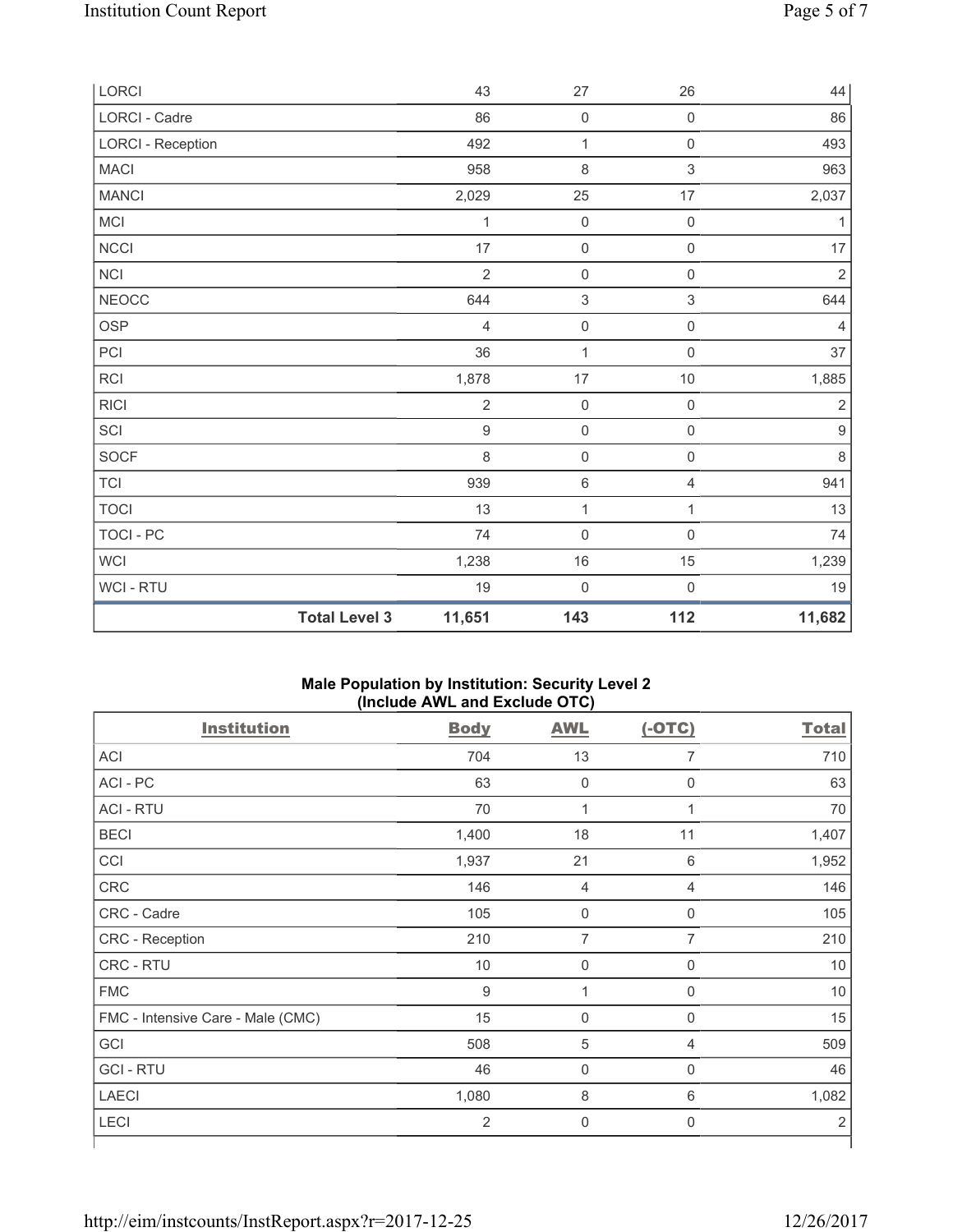| | | | | |
|---|---|---|---|---|
| LORCI | 43 | 27 | 26 | 44 |
| LORCI - Cadre | 86 | 0 | 0 | 86 |
| LORCI - Reception | 492 | 1 | 0 | 493 |
| MACI | 958 | 8 | 3 | 963 |
| MANCI | 2,029 | 25 | 17 | 2,037 |
| MCI | 1 | 0 | 0 | 1 |
| NCCI | 17 | 0 | 0 | 17 |
| NCI | 2 | 0 | 0 | 2 |
| NEOCC | 644 | 3 | 3 | 644 |
| OSP | 4 | 0 | 0 | 4 |
| PCI | 36 | 1 | 0 | 37 |
| RCI | 1,878 | 17 | 10 | 1,885 |
| RICI | 2 | 0 | 0 | 2 |
| SCI | 9 | 0 | 0 | 9 |
| SOCF | 8 | 0 | 0 | 8 |
| TCI | 939 | 6 | 4 | 941 |
| TOCI | 13 | 1 | 1 | 13 |
| TOCI - PC | 74 | 0 | 0 | 74 |
| WCI | 1,238 | 16 | 15 | 1,239 |
| WCI - RTU | 19 | 0 | 0 | 19 |
| **Total Level 3** | **11,651** | **143** | **112** | **11,682** |

### Male Population by Institution: Security Level 2 (Include AWL and Exclude OTC)

| Institution | Body | AWL | (-OTC) | Total |
|---|---|---|---|---|
| ACI | 704 | 13 | 7 | 710 |
| ACI - PC | 63 | 0 | 0 | 63 |
| ACI - RTU | 70 | 1 | 1 | 70 |
| BECI | 1,400 | 18 | 11 | 1,407 |
| CCI | 1,937 | 21 | 6 | 1,952 |
| CRC | 146 | 4 | 4 | 146 |
| CRC - Cadre | 105 | 0 | 0 | 105 |
| CRC - Reception | 210 | 7 | 7 | 210 |
| CRC - RTU | 10 | 0 | 0 | 10 |
| FMC | 9 | 1 | 0 | 10 |
| FMC - Intensive Care - Male (CMC) | 15 | 0 | 0 | 15 |
| GCI | 508 | 5 | 4 | 509 |
| GCI - RTU | 46 | 0 | 0 | 46 |
| LAECI | 1,080 | 8 | 6 | 1,082 |
| LECI | 2 | 0 | 0 | 2 |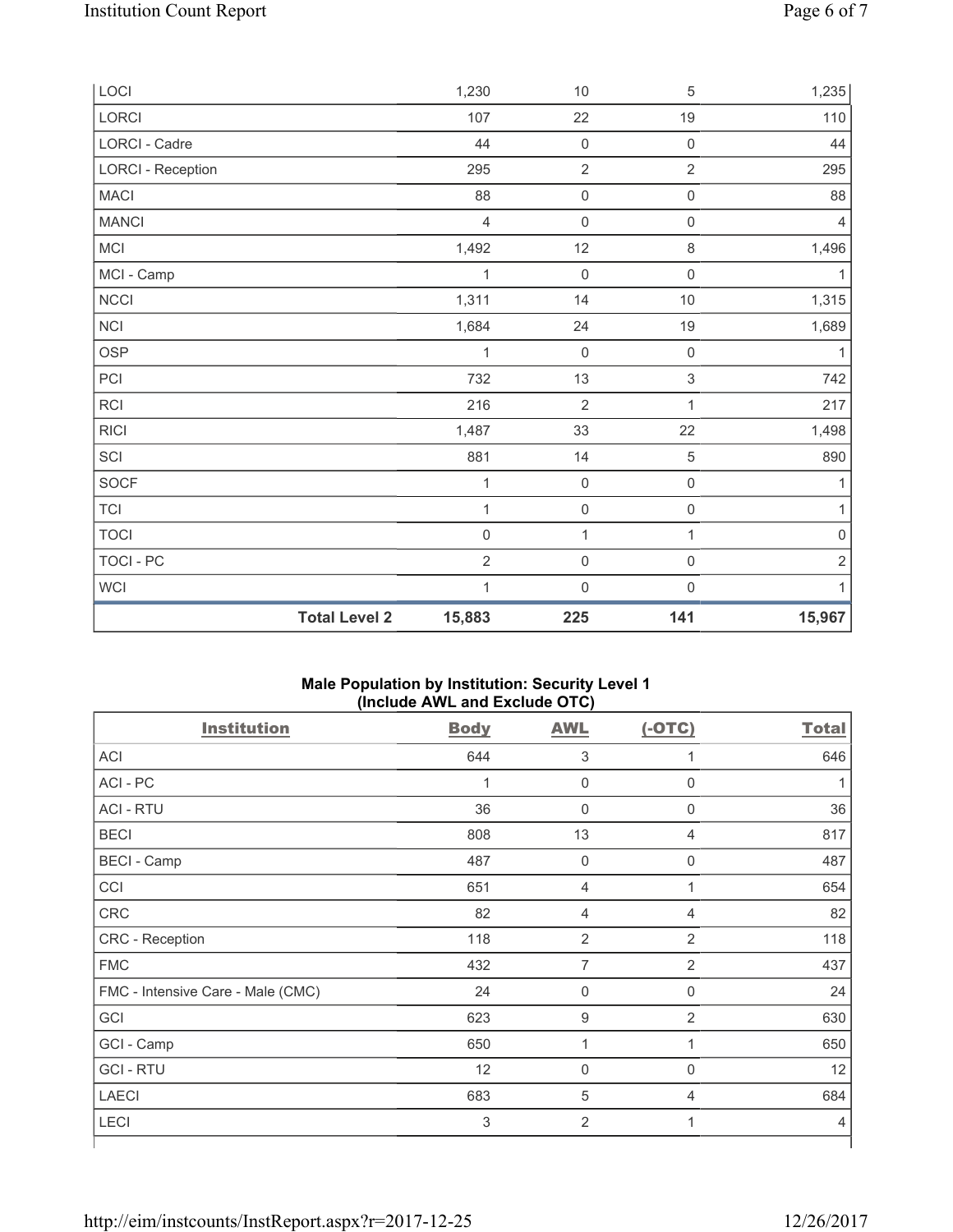| | | | | |
|---|---|---|---|---|
| LOCI | 1,230 | 10 | 5 | 1,235 |
| LORCI | 107 | 22 | 19 | 110 |
| LORCI - Cadre | 44 | 0 | 0 | 44 |
| LORCI - Reception | 295 | 2 | 2 | 295 |
| MACI | 88 | 0 | 0 | 88 |
| MANCI | 4 | 0 | 0 | 4 |
| MCI | 1,492 | 12 | 8 | 1,496 |
| MCI - Camp | 1 | 0 | 0 | 1 |
| NCCI | 1,311 | 14 | 10 | 1,315 |
| NCI | 1,684 | 24 | 19 | 1,689 |
| OSP | 1 | 0 | 0 | 1 |
| PCI | 732 | 13 | 3 | 742 |
| RCI | 216 | 2 | 1 | 217 |
| RICI | 1,487 | 33 | 22 | 1,498 |
| SCI | 881 | 14 | 5 | 890 |
| SOCF | 1 | 0 | 0 | 1 |
| TCI | 1 | 0 | 0 | 1 |
| TOCI | 0 | 1 | 1 | 0 |
| TOCI - PC | 2 | 0 | 0 | 2 |
| WCI | 1 | 0 | 0 | 1 |
| **Total Level 2** | **15,883** | **225** | **141** | **15,967** |

**Male Population by Institution: Security Level 1 (Include AWL and Exclude OTC)**

| Institution | Body | AWL | (-OTC) | Total |
|---|---|---|---|---|
| ACI | 644 | 3 | 1 | 646 |
| ACI - PC | 1 | 0 | 0 | 1 |
| ACI - RTU | 36 | 0 | 0 | 36 |
| BECI | 808 | 13 | 4 | 817 |
| BECI - Camp | 487 | 0 | 0 | 487 |
| CCI | 651 | 4 | 1 | 654 |
| CRC | 82 | 4 | 4 | 82 |
| CRC - Reception | 118 | 2 | 2 | 118 |
| FMC | 432 | 7 | 2 | 437 |
| FMC - Intensive Care - Male (CMC) | 24 | 0 | 0 | 24 |
| GCI | 623 | 9 | 2 | 630 |
| GCI - Camp | 650 | 1 | 1 | 650 |
| GCI - RTU | 12 | 0 | 0 | 12 |
| LAECI | 683 | 5 | 4 | 684 |
| LECI | 3 | 2 | 1 | 4 |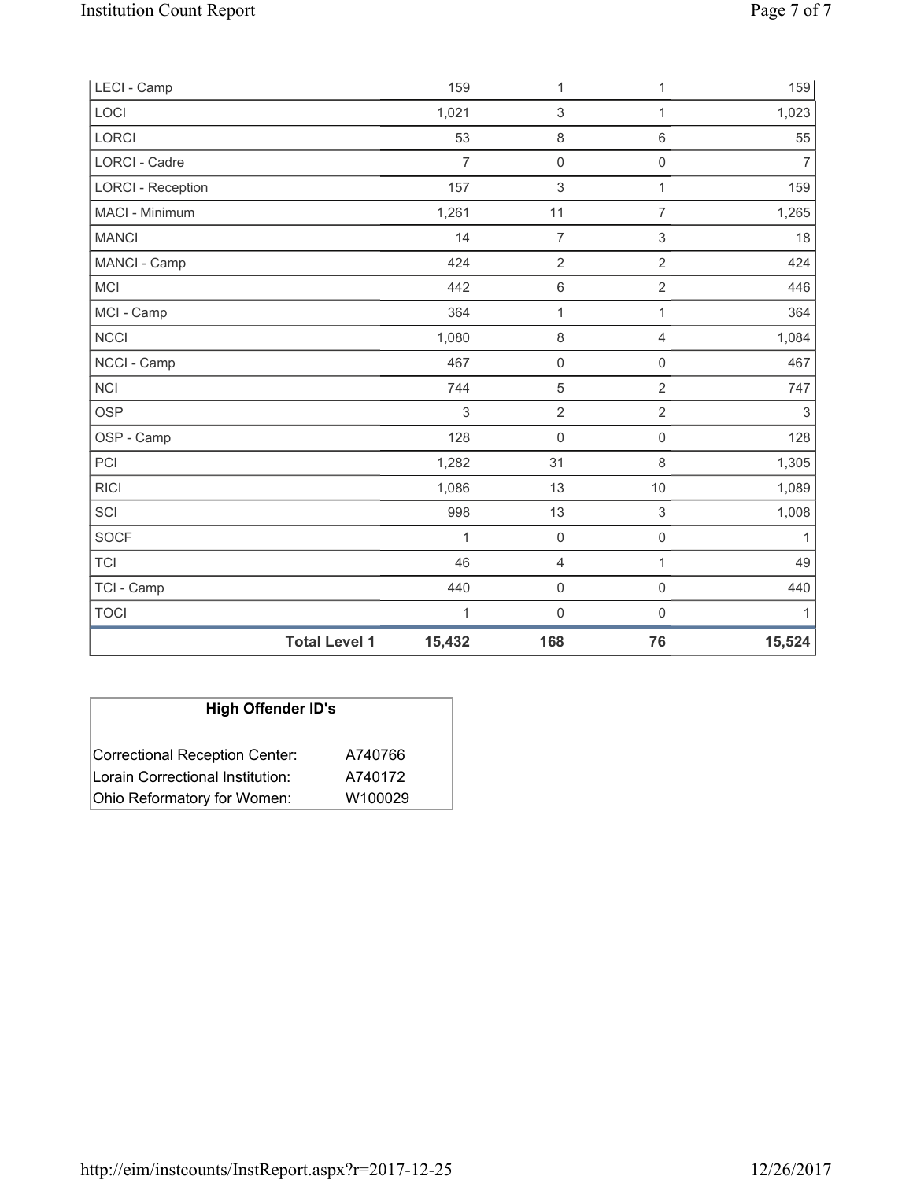| | | | | |
|---|---|---|---|---|
| LECI - Camp | 159 | 1 | 1 | 159 |
| LOCI | 1,021 | 3 | 1 | 1,023 |
| LORCI | 53 | 8 | 6 | 55 |
| LORCI - Cadre | 7 | 0 | 0 | 7 |
| LORCI - Reception | 157 | 3 | 1 | 159 |
| MACI - Minimum | 1,261 | 11 | 7 | 1,265 |
| MANCI | 14 | 7 | 3 | 18 |
| MANCI - Camp | 424 | 2 | 2 | 424 |
| MCI | 442 | 6 | 2 | 446 |
| MCI - Camp | 364 | 1 | 1 | 364 |
| NCCI | 1,080 | 8 | 4 | 1,084 |
| NCCI - Camp | 467 | 0 | 0 | 467 |
| NCI | 744 | 5 | 2 | 747 |
| OSP | 3 | 2 | 2 | 3 |
| OSP - Camp | 128 | 0 | 0 | 128 |
| PCI | 1,282 | 31 | 8 | 1,305 |
| RICI | 1,086 | 13 | 10 | 1,089 |
| SCI | 998 | 13 | 3 | 1,008 |
| SOCF | 1 | 0 | 0 | 1 |
| TCI | 46 | 4 | 1 | 49 |
| TCI - Camp | 440 | 0 | 0 | 440 |
| TOCI | 1 | 0 | 0 | 1 |
| **Total Level 1** | **15,432** | **168** | **76** | **15,524** |

| High Offender ID's | |
|---|---|
| Correctional Reception Center: | A740766 |
| Lorain Correctional Institution: | A740172 |
| Ohio Reformatory for Women: | W100029 |